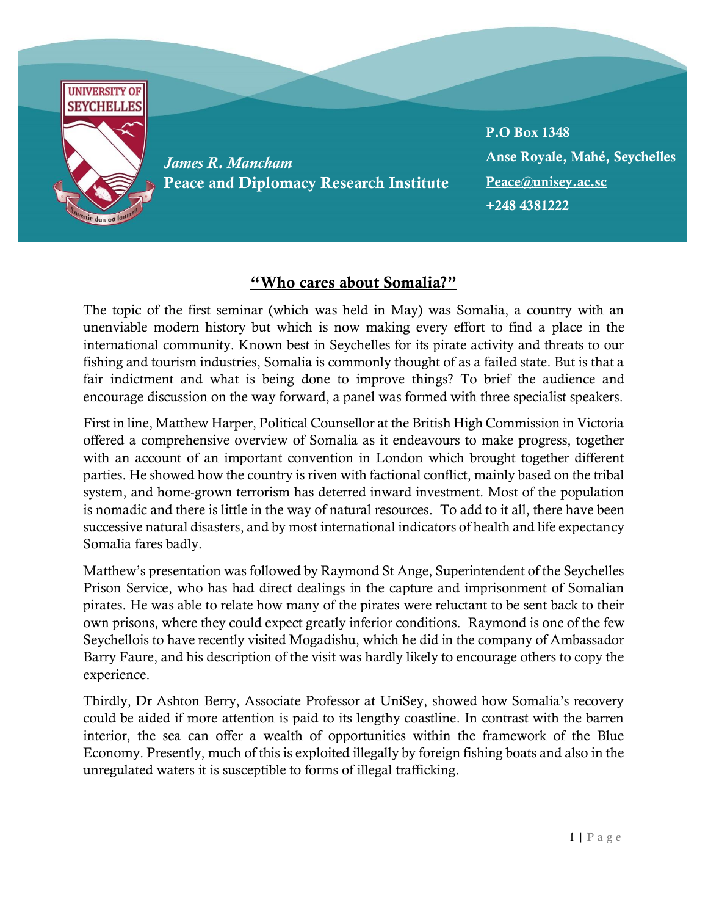*James R. Mancham*
**Peace and Diplomacy Research Institute**

**P.O Box 1348**
**Anse Royale, Mahé, Seychelles**
**Peace@unisey.ac.sc**
**+248 4381222**

## "Who cares about Somalia?"

The topic of the first seminar (which was held in May) was Somalia, a country with an unenviable modern history but which is now making every effort to find a place in the international community. Known best in Seychelles for its pirate activity and threats to our fishing and tourism industries, Somalia is commonly thought of as a failed state. But is that a fair indictment and what is being done to improve things? To brief the audience and encourage discussion on the way forward, a panel was formed with three specialist speakers.

First in line, Matthew Harper, Political Counsellor at the British High Commission in Victoria offered a comprehensive overview of Somalia as it endeavours to make progress, together with an account of an important convention in London which brought together different parties. He showed how the country is riven with factional conflict, mainly based on the tribal system, and home-grown terrorism has deterred inward investment. Most of the population is nomadic and there is little in the way of natural resources. To add to it all, there have been successive natural disasters, and by most international indicators of health and life expectancy Somalia fares badly.

Matthew's presentation was followed by Raymond St Ange, Superintendent of the Seychelles Prison Service, who has had direct dealings in the capture and imprisonment of Somalian pirates. He was able to relate how many of the pirates were reluctant to be sent back to their own prisons, where they could expect greatly inferior conditions. Raymond is one of the few Seychellois to have recently visited Mogadishu, which he did in the company of Ambassador Barry Faure, and his description of the visit was hardly likely to encourage others to copy the experience.

Thirdly, Dr Ashton Berry, Associate Professor at UniSey, showed how Somalia's recovery could be aided if more attention is paid to its lengthy coastline. In contrast with the barren interior, the sea can offer a wealth of opportunities within the framework of the Blue Economy. Presently, much of this is exploited illegally by foreign fishing boats and also in the unregulated waters it is susceptible to forms of illegal trafficking.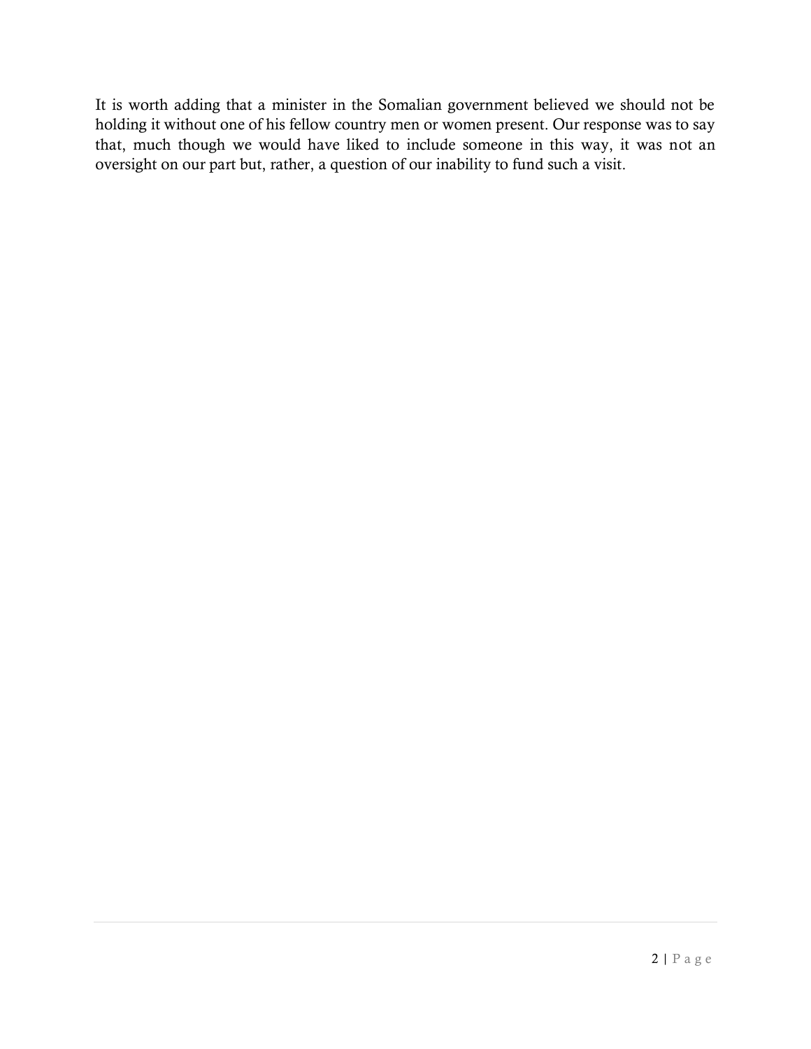It is worth adding that a minister in the Somalian government believed we should not be holding it without one of his fellow country men or women present. Our response was to say that, much though we would have liked to include someone in this way, it was not an oversight on our part but, rather, a question of our inability to fund such a visit.